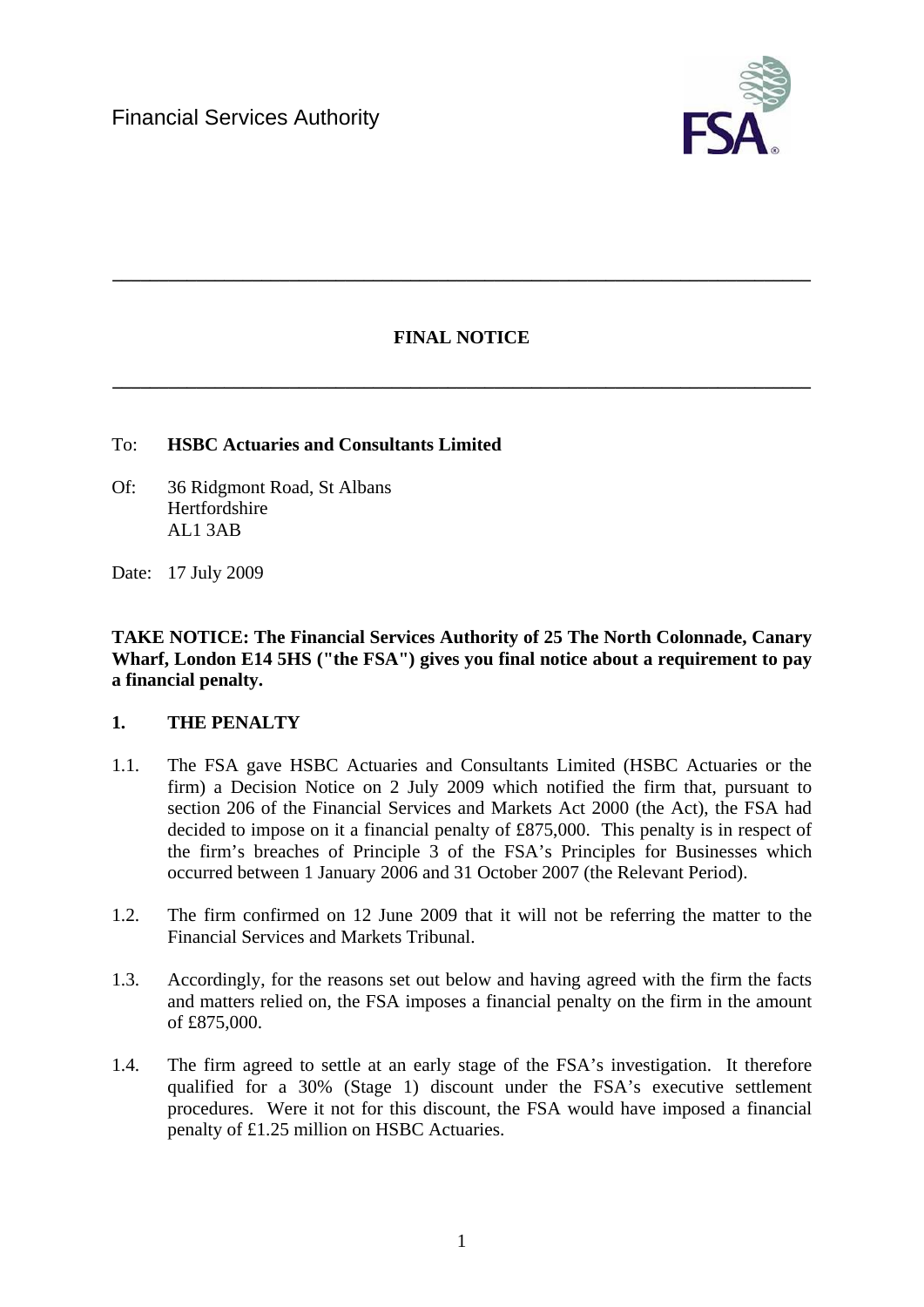Financial Services Authority

---

**FINAL NOTICE**

---

To: **HSBC Actuaries and Consultants Limited**

Of: 36 Ridgmont Road, St Albans
Hertfordshire
AL1 3AB

Date: 17 July 2009

**TAKE NOTICE: The Financial Services Authority of 25 The North Colonnade, Canary Wharf, London E14 5HS ("the FSA") gives you final notice about a requirement to pay a financial penalty.**

## 1. THE PENALTY

1.1. The FSA gave HSBC Actuaries and Consultants Limited (HSBC Actuaries or the firm) a Decision Notice on 2 July 2009 which notified the firm that, pursuant to section 206 of the Financial Services and Markets Act 2000 (the Act), the FSA had decided to impose on it a financial penalty of £875,000. This penalty is in respect of the firm's breaches of Principle 3 of the FSA's Principles for Businesses which occurred between 1 January 2006 and 31 October 2007 (the Relevant Period).

1.2. The firm confirmed on 12 June 2009 that it will not be referring the matter to the Financial Services and Markets Tribunal.

1.3. Accordingly, for the reasons set out below and having agreed with the firm the facts and matters relied on, the FSA imposes a financial penalty on the firm in the amount of £875,000.

1.4. The firm agreed to settle at an early stage of the FSA's investigation. It therefore qualified for a 30% (Stage 1) discount under the FSA's executive settlement procedures. Were it not for this discount, the FSA would have imposed a financial penalty of £1.25 million on HSBC Actuaries.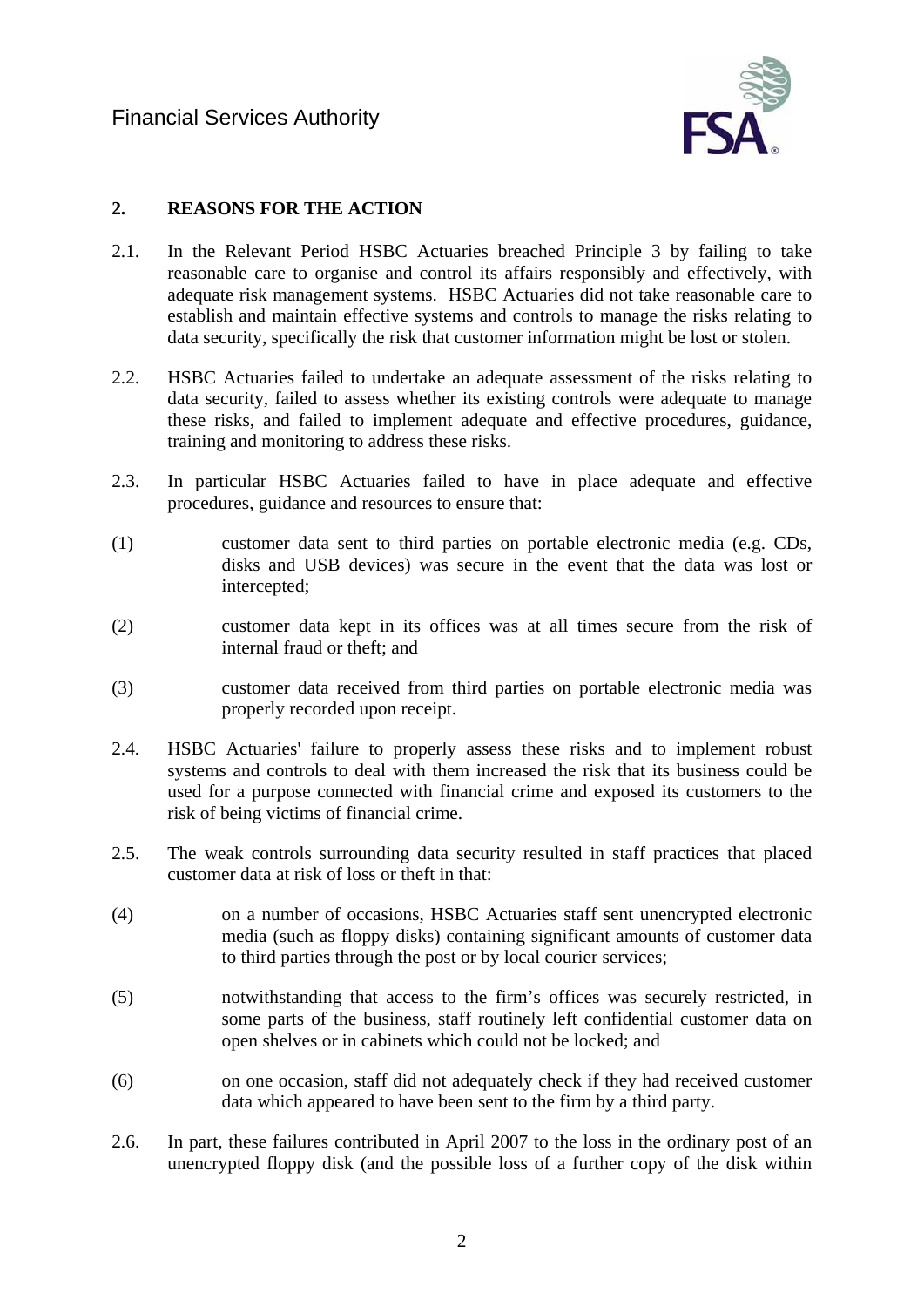## 2. REASONS FOR THE ACTION

2.1. In the Relevant Period HSBC Actuaries breached Principle 3 by failing to take reasonable care to organise and control its affairs responsibly and effectively, with adequate risk management systems. HSBC Actuaries did not take reasonable care to establish and maintain effective systems and controls to manage the risks relating to data security, specifically the risk that customer information might be lost or stolen.

2.2. HSBC Actuaries failed to undertake an adequate assessment of the risks relating to data security, failed to assess whether its existing controls were adequate to manage these risks, and failed to implement adequate and effective procedures, guidance, training and monitoring to address these risks.

2.3. In particular HSBC Actuaries failed to have in place adequate and effective procedures, guidance and resources to ensure that:

(1) customer data sent to third parties on portable electronic media (e.g. CDs, disks and USB devices) was secure in the event that the data was lost or intercepted;

(2) customer data kept in its offices was at all times secure from the risk of internal fraud or theft; and

(3) customer data received from third parties on portable electronic media was properly recorded upon receipt.

2.4. HSBC Actuaries' failure to properly assess these risks and to implement robust systems and controls to deal with them increased the risk that its business could be used for a purpose connected with financial crime and exposed its customers to the risk of being victims of financial crime.

2.5. The weak controls surrounding data security resulted in staff practices that placed customer data at risk of loss or theft in that:

(4) on a number of occasions, HSBC Actuaries staff sent unencrypted electronic media (such as floppy disks) containing significant amounts of customer data to third parties through the post or by local courier services;

(5) notwithstanding that access to the firm's offices was securely restricted, in some parts of the business, staff routinely left confidential customer data on open shelves or in cabinets which could not be locked; and

(6) on one occasion, staff did not adequately check if they had received customer data which appeared to have been sent to the firm by a third party.

2.6. In part, these failures contributed in April 2007 to the loss in the ordinary post of an unencrypted floppy disk (and the possible loss of a further copy of the disk within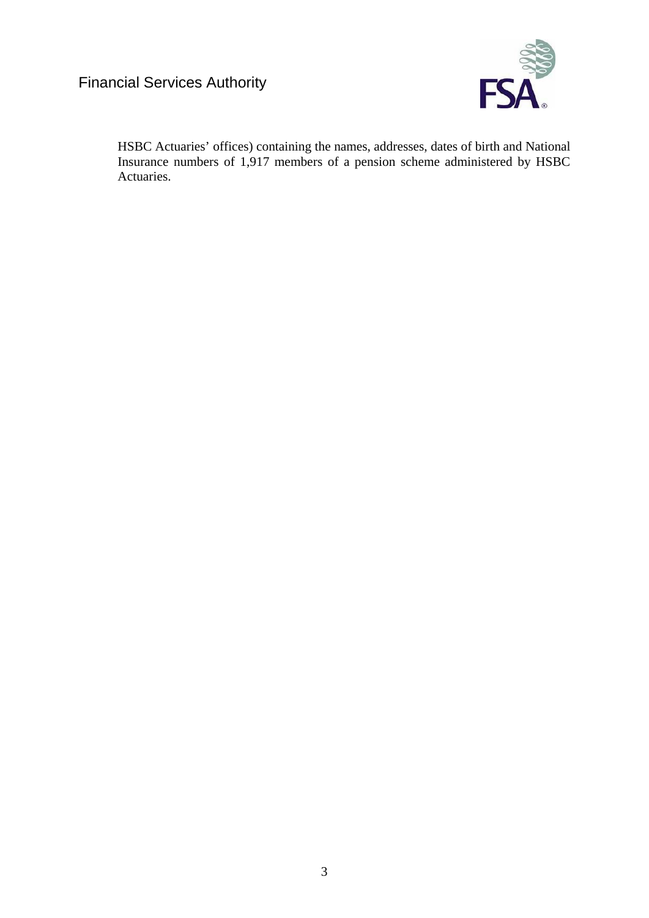HSBC Actuaries' offices) containing the names, addresses, dates of birth and National Insurance numbers of 1,917 members of a pension scheme administered by HSBC Actuaries.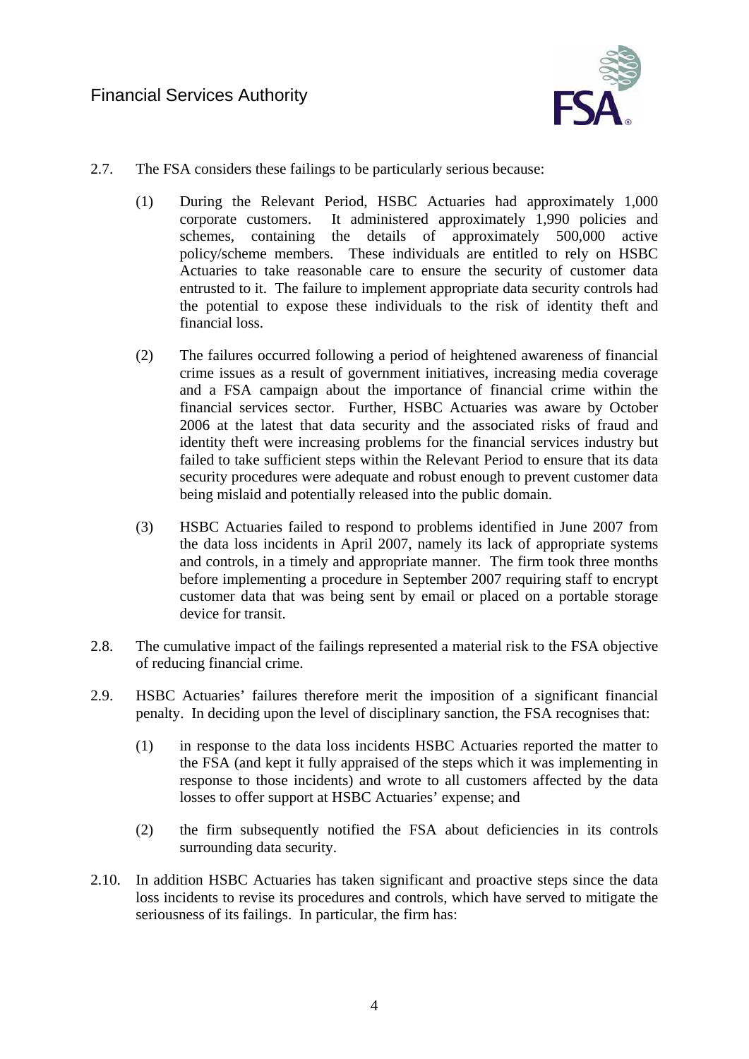2.7. The FSA considers these failings to be particularly serious because:

(1) During the Relevant Period, HSBC Actuaries had approximately 1,000 corporate customers. It administered approximately 1,990 policies and schemes, containing the details of approximately 500,000 active policy/scheme members. These individuals are entitled to rely on HSBC Actuaries to take reasonable care to ensure the security of customer data entrusted to it. The failure to implement appropriate data security controls had the potential to expose these individuals to the risk of identity theft and financial loss.

(2) The failures occurred following a period of heightened awareness of financial crime issues as a result of government initiatives, increasing media coverage and a FSA campaign about the importance of financial crime within the financial services sector. Further, HSBC Actuaries was aware by October 2006 at the latest that data security and the associated risks of fraud and identity theft were increasing problems for the financial services industry but failed to take sufficient steps within the Relevant Period to ensure that its data security procedures were adequate and robust enough to prevent customer data being mislaid and potentially released into the public domain.

(3) HSBC Actuaries failed to respond to problems identified in June 2007 from the data loss incidents in April 2007, namely its lack of appropriate systems and controls, in a timely and appropriate manner. The firm took three months before implementing a procedure in September 2007 requiring staff to encrypt customer data that was being sent by email or placed on a portable storage device for transit.

2.8. The cumulative impact of the failings represented a material risk to the FSA objective of reducing financial crime.

2.9. HSBC Actuaries' failures therefore merit the imposition of a significant financial penalty. In deciding upon the level of disciplinary sanction, the FSA recognises that:

(1) in response to the data loss incidents HSBC Actuaries reported the matter to the FSA (and kept it fully appraised of the steps which it was implementing in response to those incidents) and wrote to all customers affected by the data losses to offer support at HSBC Actuaries' expense; and

(2) the firm subsequently notified the FSA about deficiencies in its controls surrounding data security.

2.10. In addition HSBC Actuaries has taken significant and proactive steps since the data loss incidents to revise its procedures and controls, which have served to mitigate the seriousness of its failings. In particular, the firm has: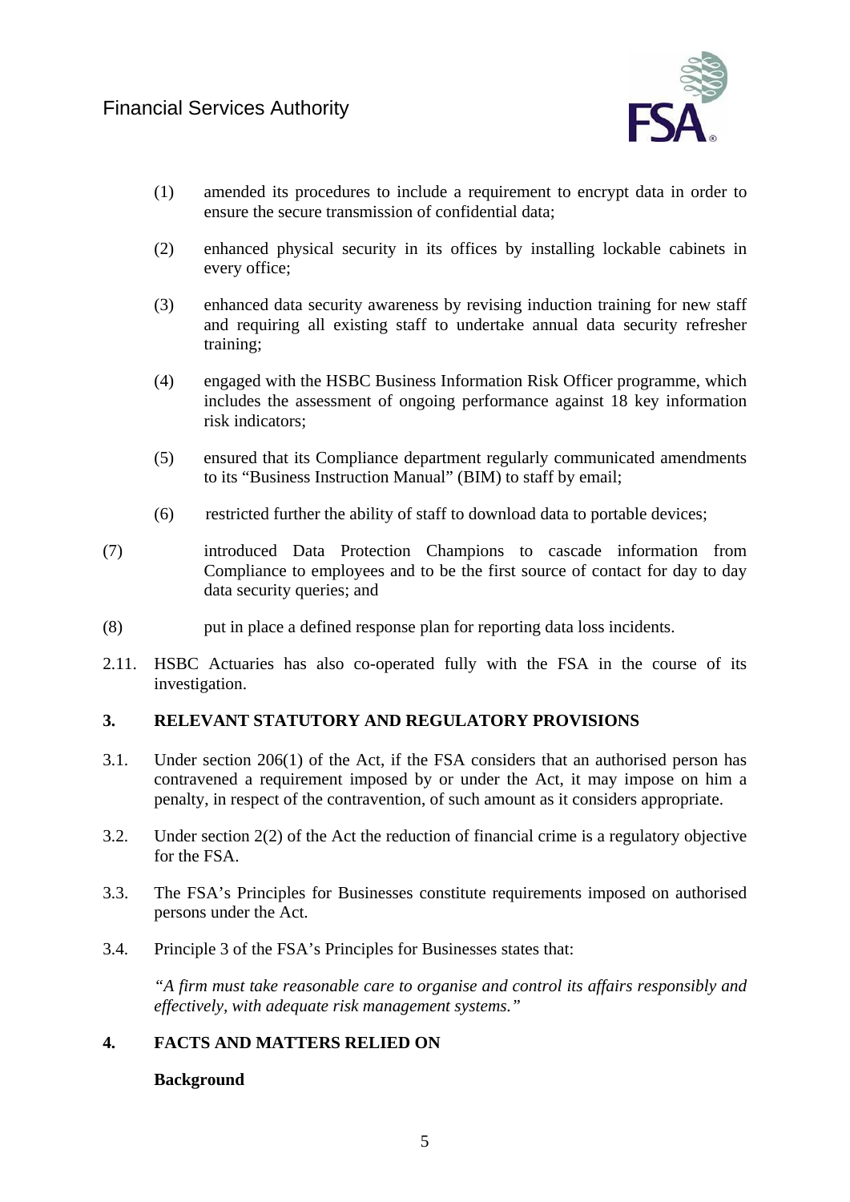(1) amended its procedures to include a requirement to encrypt data in order to ensure the secure transmission of confidential data;

(2) enhanced physical security in its offices by installing lockable cabinets in every office;

(3) enhanced data security awareness by revising induction training for new staff and requiring all existing staff to undertake annual data security refresher training;

(4) engaged with the HSBC Business Information Risk Officer programme, which includes the assessment of ongoing performance against 18 key information risk indicators;

(5) ensured that its Compliance department regularly communicated amendments to its "Business Instruction Manual" (BIM) to staff by email;

(6) restricted further the ability of staff to download data to portable devices;

(7) introduced Data Protection Champions to cascade information from Compliance to employees and to be the first source of contact for day to day data security queries; and

(8) put in place a defined response plan for reporting data loss incidents.

2.11. HSBC Actuaries has also co-operated fully with the FSA in the course of its investigation.

## 3. RELEVANT STATUTORY AND REGULATORY PROVISIONS

3.1. Under section 206(1) of the Act, if the FSA considers that an authorised person has contravened a requirement imposed by or under the Act, it may impose on him a penalty, in respect of the contravention, of such amount as it considers appropriate.

3.2. Under section 2(2) of the Act the reduction of financial crime is a regulatory objective for the FSA.

3.3. The FSA's Principles for Businesses constitute requirements imposed on authorised persons under the Act.

3.4. Principle 3 of the FSA's Principles for Businesses states that:

*"A firm must take reasonable care to organise and control its affairs responsibly and effectively, with adequate risk management systems."*

## 4. FACTS AND MATTERS RELIED ON

**Background**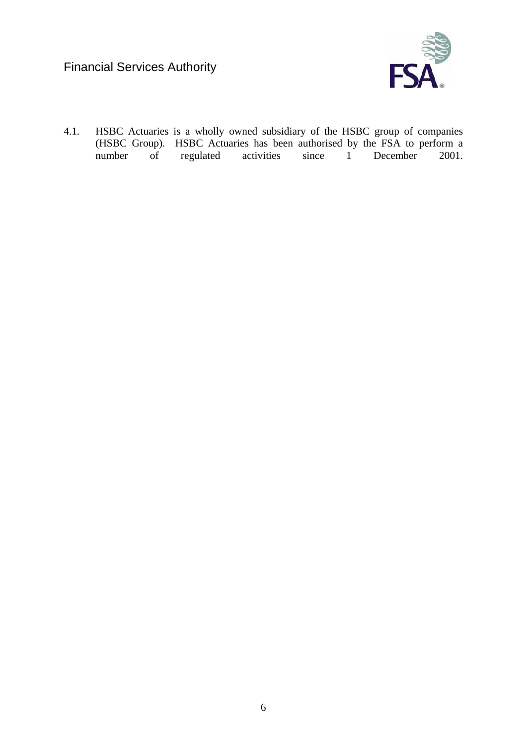4.1. HSBC Actuaries is a wholly owned subsidiary of the HSBC group of companies (HSBC Group). HSBC Actuaries has been authorised by the FSA to perform a number of regulated activities since 1 December 2001.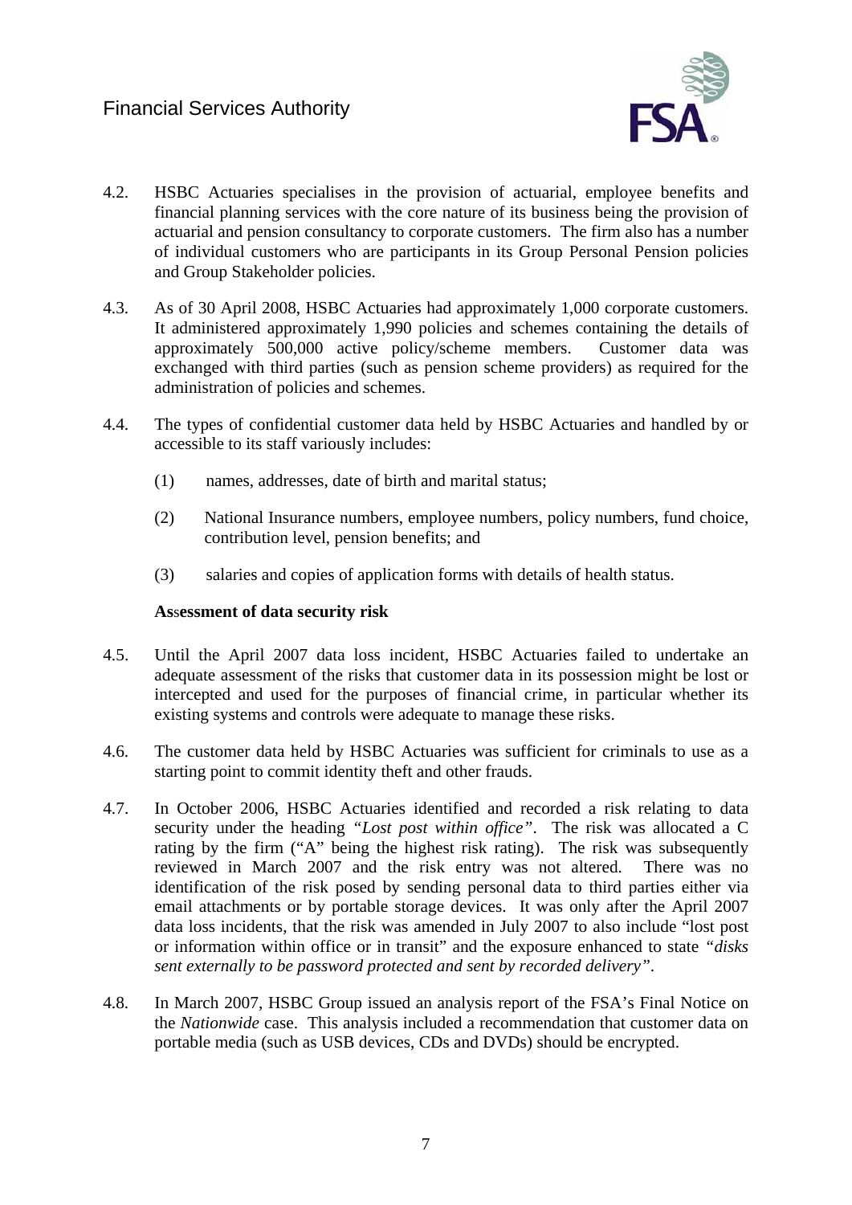4.2. HSBC Actuaries specialises in the provision of actuarial, employee benefits and financial planning services with the core nature of its business being the provision of actuarial and pension consultancy to corporate customers. The firm also has a number of individual customers who are participants in its Group Personal Pension policies and Group Stakeholder policies.

4.3. As of 30 April 2008, HSBC Actuaries had approximately 1,000 corporate customers. It administered approximately 1,990 policies and schemes containing the details of approximately 500,000 active policy/scheme members. Customer data was exchanged with third parties (such as pension scheme providers) as required for the administration of policies and schemes.

4.4. The types of confidential customer data held by HSBC Actuaries and handled by or accessible to its staff variously includes:

(1) names, addresses, date of birth and marital status;

(2) National Insurance numbers, employee numbers, policy numbers, fund choice, contribution level, pension benefits; and

(3) salaries and copies of application forms with details of health status.

**Assessment of data security risk**

4.5. Until the April 2007 data loss incident, HSBC Actuaries failed to undertake an adequate assessment of the risks that customer data in its possession might be lost or intercepted and used for the purposes of financial crime, in particular whether its existing systems and controls were adequate to manage these risks.

4.6. The customer data held by HSBC Actuaries was sufficient for criminals to use as a starting point to commit identity theft and other frauds.

4.7. In October 2006, HSBC Actuaries identified and recorded a risk relating to data security under the heading *"Lost post within office"*. The risk was allocated a C rating by the firm ("A" being the highest risk rating). The risk was subsequently reviewed in March 2007 and the risk entry was not altered. There was no identification of the risk posed by sending personal data to third parties either via email attachments or by portable storage devices. It was only after the April 2007 data loss incidents, that the risk was amended in July 2007 to also include "lost post or information within office or in transit" and the exposure enhanced to state *"disks sent externally to be password protected and sent by recorded delivery"*.

4.8. In March 2007, HSBC Group issued an analysis report of the FSA's Final Notice on the *Nationwide* case. This analysis included a recommendation that customer data on portable media (such as USB devices, CDs and DVDs) should be encrypted.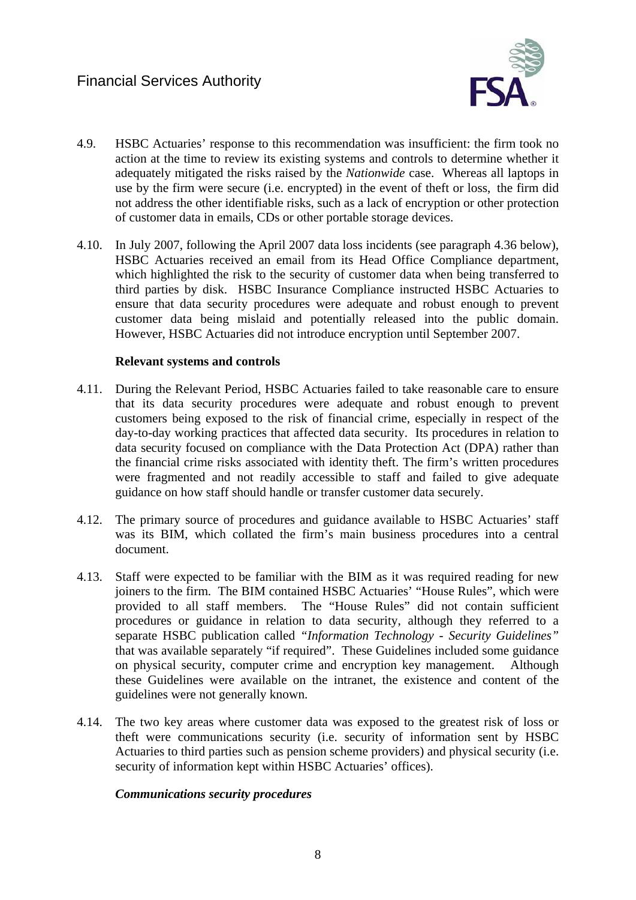4.9. HSBC Actuaries' response to this recommendation was insufficient: the firm took no action at the time to review its existing systems and controls to determine whether it adequately mitigated the risks raised by the *Nationwide* case. Whereas all laptops in use by the firm were secure (i.e. encrypted) in the event of theft or loss, the firm did not address the other identifiable risks, such as a lack of encryption or other protection of customer data in emails, CDs or other portable storage devices.

4.10. In July 2007, following the April 2007 data loss incidents (see paragraph 4.36 below), HSBC Actuaries received an email from its Head Office Compliance department, which highlighted the risk to the security of customer data when being transferred to third parties by disk. HSBC Insurance Compliance instructed HSBC Actuaries to ensure that data security procedures were adequate and robust enough to prevent customer data being mislaid and potentially released into the public domain. However, HSBC Actuaries did not introduce encryption until September 2007.

**Relevant systems and controls**

4.11. During the Relevant Period, HSBC Actuaries failed to take reasonable care to ensure that its data security procedures were adequate and robust enough to prevent customers being exposed to the risk of financial crime, especially in respect of the day-to-day working practices that affected data security. Its procedures in relation to data security focused on compliance with the Data Protection Act (DPA) rather than the financial crime risks associated with identity theft. The firm's written procedures were fragmented and not readily accessible to staff and failed to give adequate guidance on how staff should handle or transfer customer data securely.

4.12. The primary source of procedures and guidance available to HSBC Actuaries' staff was its BIM, which collated the firm's main business procedures into a central document.

4.13. Staff were expected to be familiar with the BIM as it was required reading for new joiners to the firm. The BIM contained HSBC Actuaries' "House Rules", which were provided to all staff members. The "House Rules" did not contain sufficient procedures or guidance in relation to data security, although they referred to a separate HSBC publication called *"Information Technology - Security Guidelines"* that was available separately "if required". These Guidelines included some guidance on physical security, computer crime and encryption key management. Although these Guidelines were available on the intranet, the existence and content of the guidelines were not generally known.

4.14. The two key areas where customer data was exposed to the greatest risk of loss or theft were communications security (i.e. security of information sent by HSBC Actuaries to third parties such as pension scheme providers) and physical security (i.e. security of information kept within HSBC Actuaries' offices).

***Communications security procedures***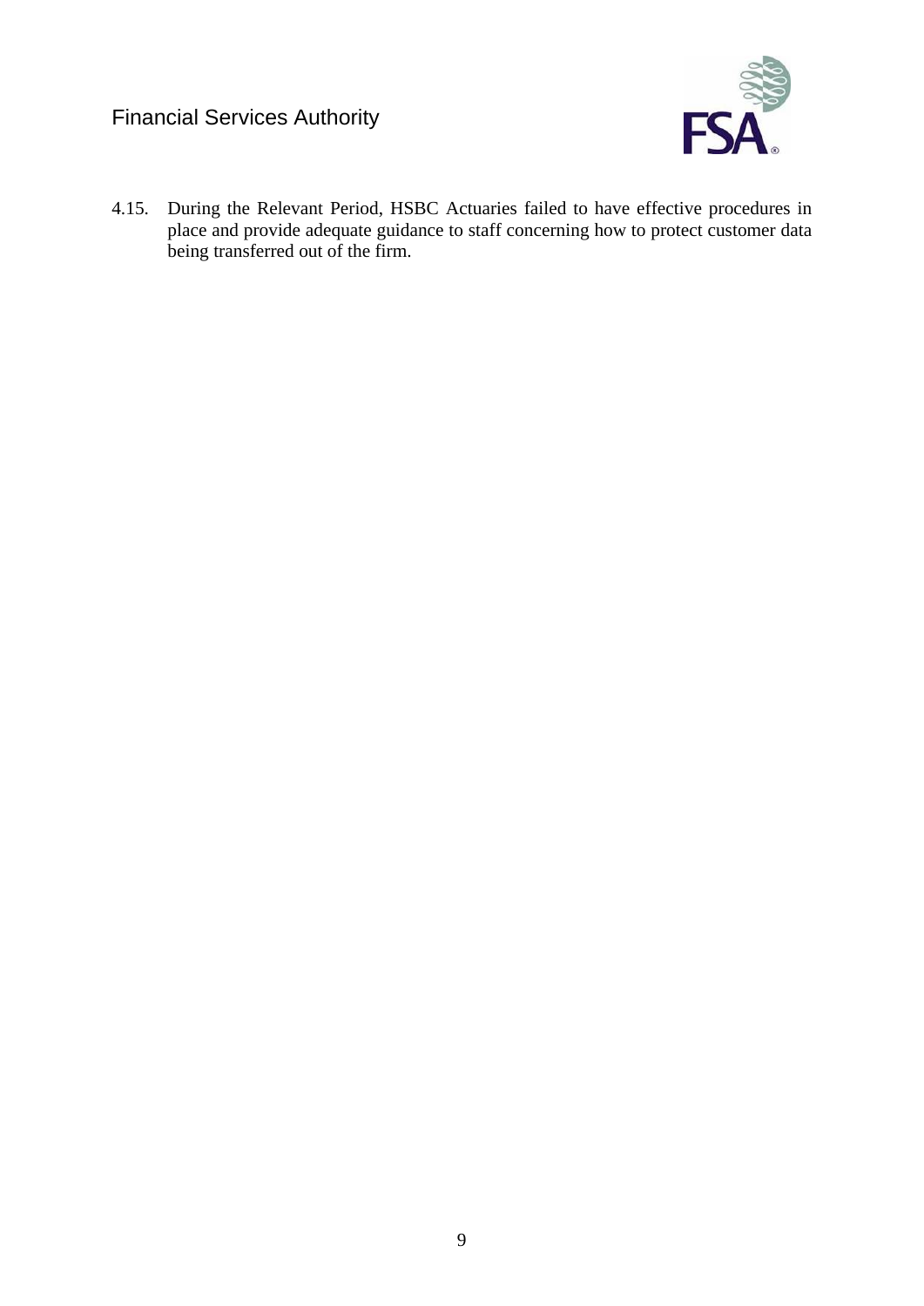4.15. During the Relevant Period, HSBC Actuaries failed to have effective procedures in place and provide adequate guidance to staff concerning how to protect customer data being transferred out of the firm.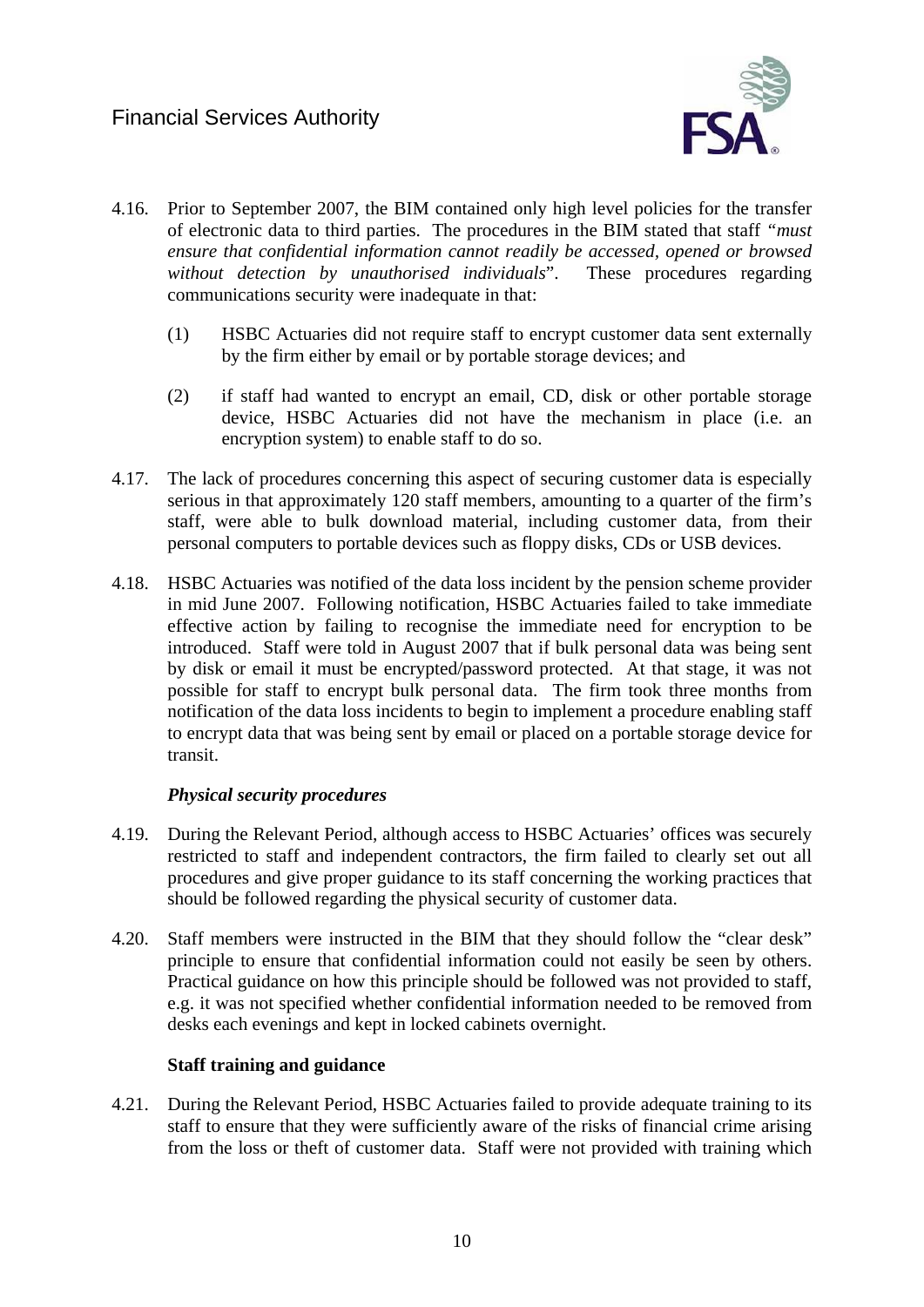4.16. Prior to September 2007, the BIM contained only high level policies for the transfer of electronic data to third parties. The procedures in the BIM stated that staff *"must ensure that confidential information cannot readily be accessed, opened or browsed without detection by unauthorised individuals*". These procedures regarding communications security were inadequate in that:

(1) HSBC Actuaries did not require staff to encrypt customer data sent externally by the firm either by email or by portable storage devices; and

(2) if staff had wanted to encrypt an email, CD, disk or other portable storage device, HSBC Actuaries did not have the mechanism in place (i.e. an encryption system) to enable staff to do so.

4.17. The lack of procedures concerning this aspect of securing customer data is especially serious in that approximately 120 staff members, amounting to a quarter of the firm's staff, were able to bulk download material, including customer data, from their personal computers to portable devices such as floppy disks, CDs or USB devices.

4.18. HSBC Actuaries was notified of the data loss incident by the pension scheme provider in mid June 2007. Following notification, HSBC Actuaries failed to take immediate effective action by failing to recognise the immediate need for encryption to be introduced. Staff were told in August 2007 that if bulk personal data was being sent by disk or email it must be encrypted/password protected. At that stage, it was not possible for staff to encrypt bulk personal data. The firm took three months from notification of the data loss incidents to begin to implement a procedure enabling staff to encrypt data that was being sent by email or placed on a portable storage device for transit.

***Physical security procedures***

4.19. During the Relevant Period, although access to HSBC Actuaries' offices was securely restricted to staff and independent contractors, the firm failed to clearly set out all procedures and give proper guidance to its staff concerning the working practices that should be followed regarding the physical security of customer data.

4.20. Staff members were instructed in the BIM that they should follow the "clear desk" principle to ensure that confidential information could not easily be seen by others. Practical guidance on how this principle should be followed was not provided to staff, e.g. it was not specified whether confidential information needed to be removed from desks each evenings and kept in locked cabinets overnight.

**Staff training and guidance**

4.21. During the Relevant Period, HSBC Actuaries failed to provide adequate training to its staff to ensure that they were sufficiently aware of the risks of financial crime arising from the loss or theft of customer data. Staff were not provided with training which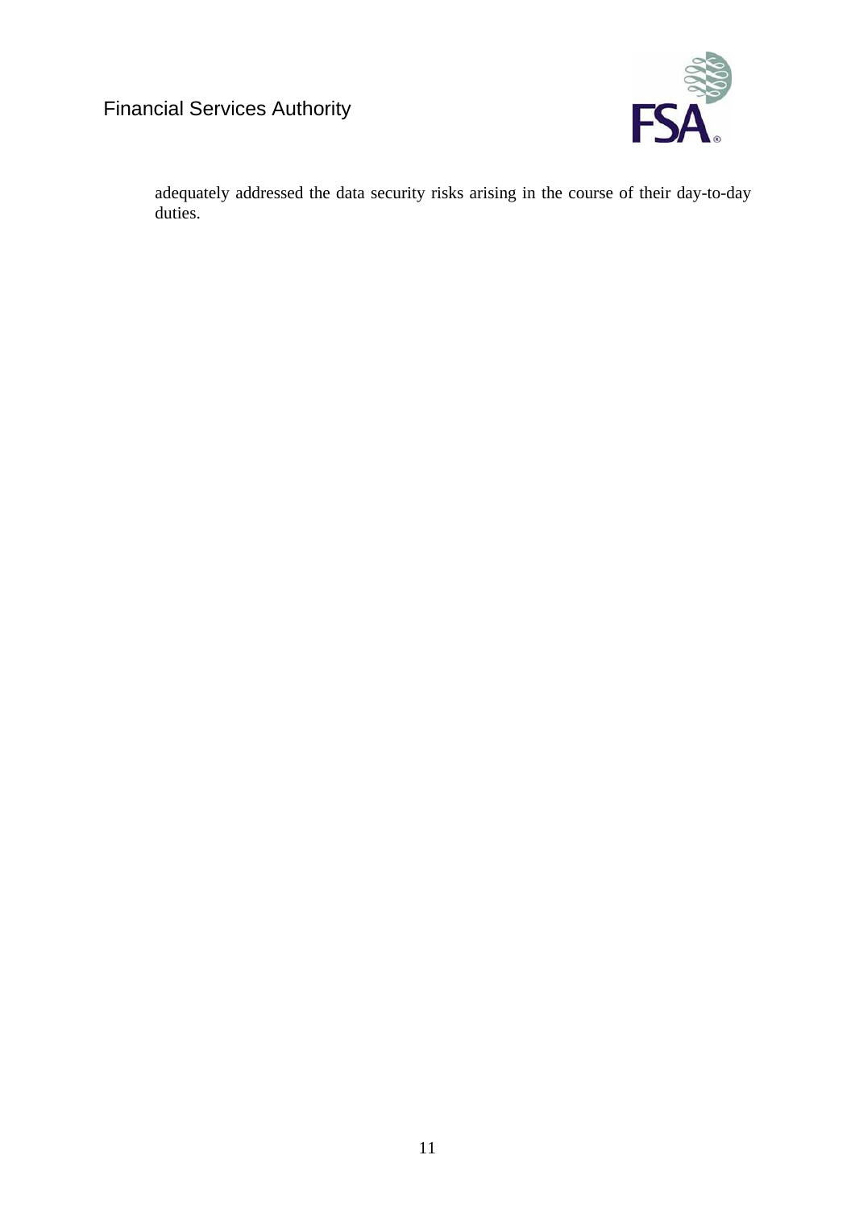adequately addressed the data security risks arising in the course of their day-to-day duties.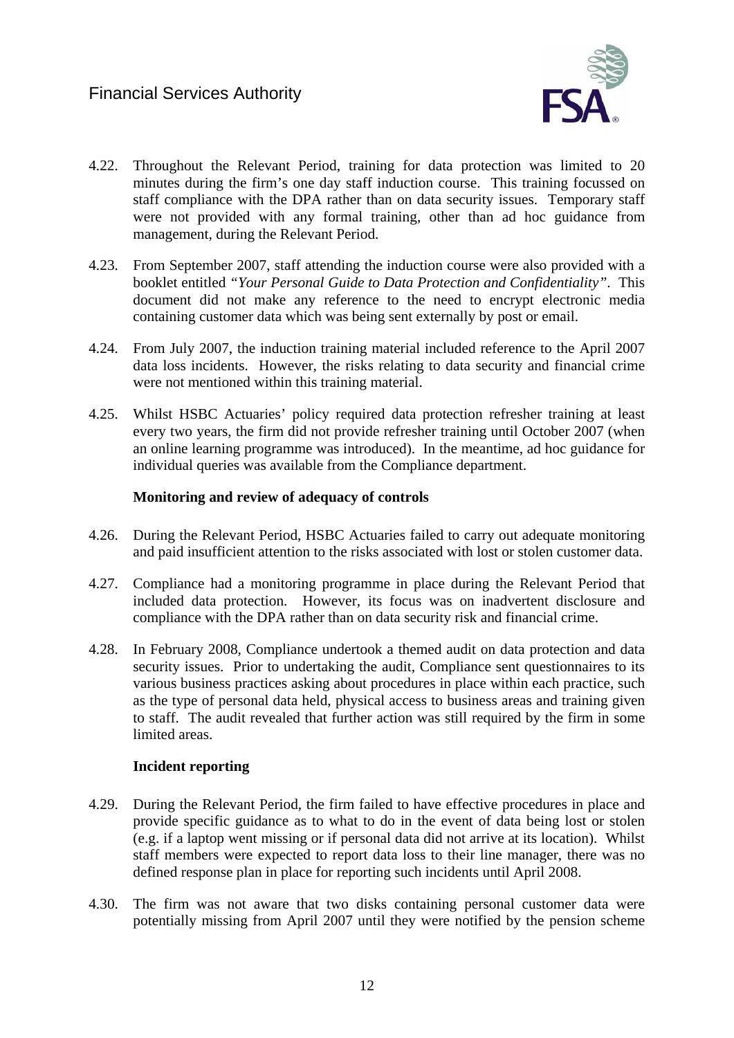4.22. Throughout the Relevant Period, training for data protection was limited to 20 minutes during the firm's one day staff induction course. This training focussed on staff compliance with the DPA rather than on data security issues. Temporary staff were not provided with any formal training, other than ad hoc guidance from management, during the Relevant Period.

4.23. From September 2007, staff attending the induction course were also provided with a booklet entitled *"Your Personal Guide to Data Protection and Confidentiality"*. This document did not make any reference to the need to encrypt electronic media containing customer data which was being sent externally by post or email.

4.24. From July 2007, the induction training material included reference to the April 2007 data loss incidents. However, the risks relating to data security and financial crime were not mentioned within this training material.

4.25. Whilst HSBC Actuaries' policy required data protection refresher training at least every two years, the firm did not provide refresher training until October 2007 (when an online learning programme was introduced). In the meantime, ad hoc guidance for individual queries was available from the Compliance department.

**Monitoring and review of adequacy of controls**

4.26. During the Relevant Period, HSBC Actuaries failed to carry out adequate monitoring and paid insufficient attention to the risks associated with lost or stolen customer data.

4.27. Compliance had a monitoring programme in place during the Relevant Period that included data protection. However, its focus was on inadvertent disclosure and compliance with the DPA rather than on data security risk and financial crime.

4.28. In February 2008, Compliance undertook a themed audit on data protection and data security issues. Prior to undertaking the audit, Compliance sent questionnaires to its various business practices asking about procedures in place within each practice, such as the type of personal data held, physical access to business areas and training given to staff. The audit revealed that further action was still required by the firm in some limited areas.

**Incident reporting**

4.29. During the Relevant Period, the firm failed to have effective procedures in place and provide specific guidance as to what to do in the event of data being lost or stolen (e.g. if a laptop went missing or if personal data did not arrive at its location). Whilst staff members were expected to report data loss to their line manager, there was no defined response plan in place for reporting such incidents until April 2008.

4.30. The firm was not aware that two disks containing personal customer data were potentially missing from April 2007 until they were notified by the pension scheme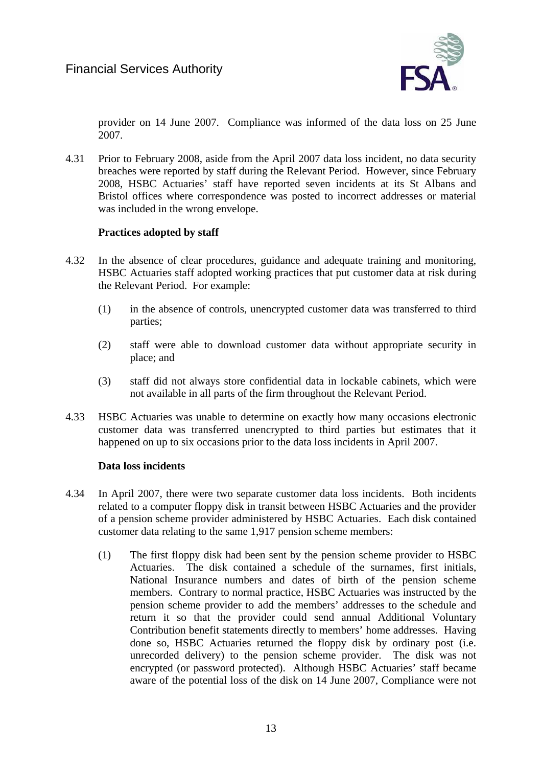provider on 14 June 2007. Compliance was informed of the data loss on 25 June 2007.

4.31 Prior to February 2008, aside from the April 2007 data loss incident, no data security breaches were reported by staff during the Relevant Period. However, since February 2008, HSBC Actuaries' staff have reported seven incidents at its St Albans and Bristol offices where correspondence was posted to incorrect addresses or material was included in the wrong envelope.

**Practices adopted by staff**

4.32 In the absence of clear procedures, guidance and adequate training and monitoring, HSBC Actuaries staff adopted working practices that put customer data at risk during the Relevant Period. For example:

(1) in the absence of controls, unencrypted customer data was transferred to third parties;

(2) staff were able to download customer data without appropriate security in place; and

(3) staff did not always store confidential data in lockable cabinets, which were not available in all parts of the firm throughout the Relevant Period.

4.33 HSBC Actuaries was unable to determine on exactly how many occasions electronic customer data was transferred unencrypted to third parties but estimates that it happened on up to six occasions prior to the data loss incidents in April 2007.

**Data loss incidents**

4.34 In April 2007, there were two separate customer data loss incidents. Both incidents related to a computer floppy disk in transit between HSBC Actuaries and the provider of a pension scheme provider administered by HSBC Actuaries. Each disk contained customer data relating to the same 1,917 pension scheme members:

(1) The first floppy disk had been sent by the pension scheme provider to HSBC Actuaries. The disk contained a schedule of the surnames, first initials, National Insurance numbers and dates of birth of the pension scheme members. Contrary to normal practice, HSBC Actuaries was instructed by the pension scheme provider to add the members' addresses to the schedule and return it so that the provider could send annual Additional Voluntary Contribution benefit statements directly to members' home addresses. Having done so, HSBC Actuaries returned the floppy disk by ordinary post (i.e. unrecorded delivery) to the pension scheme provider. The disk was not encrypted (or password protected). Although HSBC Actuaries' staff became aware of the potential loss of the disk on 14 June 2007, Compliance were not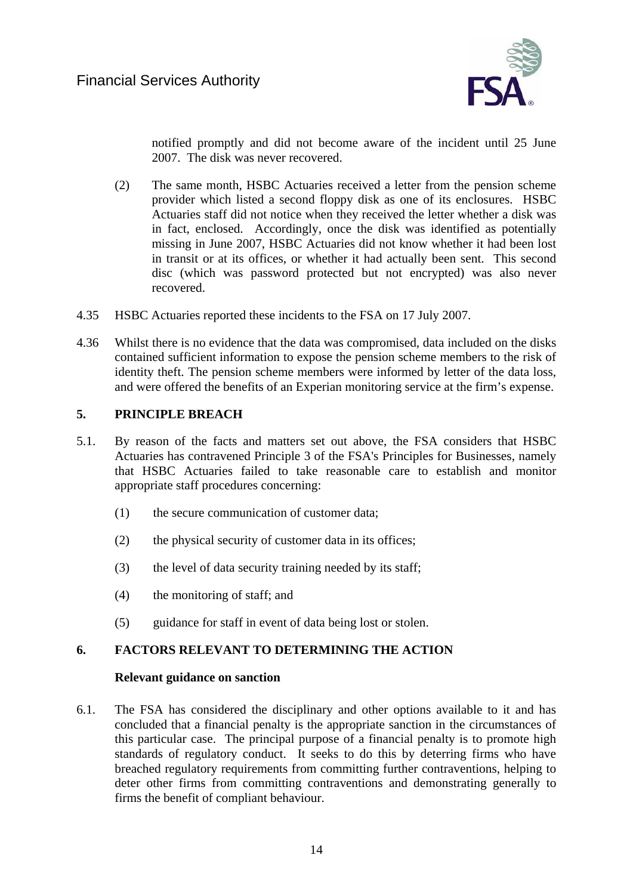notified promptly and did not become aware of the incident until 25 June 2007. The disk was never recovered.

(2) The same month, HSBC Actuaries received a letter from the pension scheme provider which listed a second floppy disk as one of its enclosures. HSBC Actuaries staff did not notice when they received the letter whether a disk was in fact, enclosed. Accordingly, once the disk was identified as potentially missing in June 2007, HSBC Actuaries did not know whether it had been lost in transit or at its offices, or whether it had actually been sent. This second disc (which was password protected but not encrypted) was also never recovered.

4.35 HSBC Actuaries reported these incidents to the FSA on 17 July 2007.

4.36 Whilst there is no evidence that the data was compromised, data included on the disks contained sufficient information to expose the pension scheme members to the risk of identity theft. The pension scheme members were informed by letter of the data loss, and were offered the benefits of an Experian monitoring service at the firm's expense.

## 5. PRINCIPLE BREACH

5.1. By reason of the facts and matters set out above, the FSA considers that HSBC Actuaries has contravened Principle 3 of the FSA's Principles for Businesses, namely that HSBC Actuaries failed to take reasonable care to establish and monitor appropriate staff procedures concerning:

(1) the secure communication of customer data;

(2) the physical security of customer data in its offices;

(3) the level of data security training needed by its staff;

(4) the monitoring of staff; and

(5) guidance for staff in event of data being lost or stolen.

## 6. FACTORS RELEVANT TO DETERMINING THE ACTION

**Relevant guidance on sanction**

6.1. The FSA has considered the disciplinary and other options available to it and has concluded that a financial penalty is the appropriate sanction in the circumstances of this particular case. The principal purpose of a financial penalty is to promote high standards of regulatory conduct. It seeks to do this by deterring firms who have breached regulatory requirements from committing further contraventions, helping to deter other firms from committing contraventions and demonstrating generally to firms the benefit of compliant behaviour.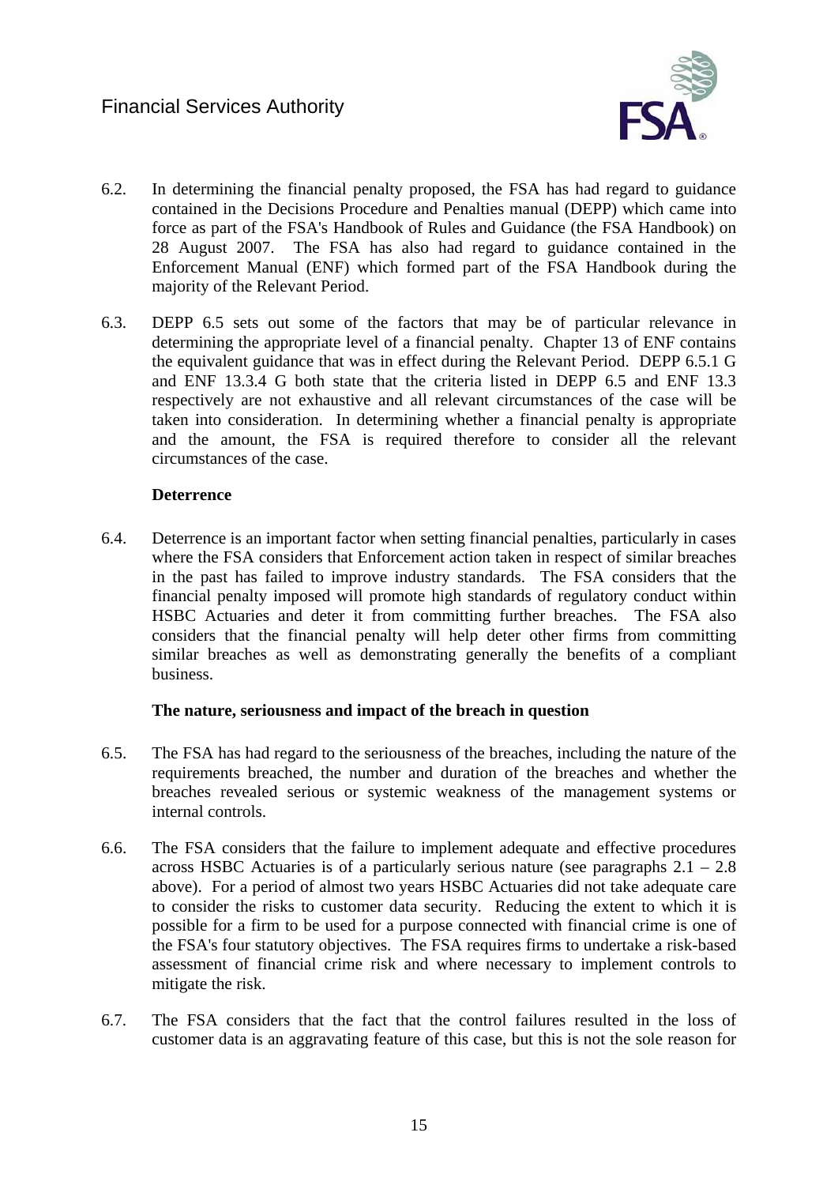6.2. In determining the financial penalty proposed, the FSA has had regard to guidance contained in the Decisions Procedure and Penalties manual (DEPP) which came into force as part of the FSA's Handbook of Rules and Guidance (the FSA Handbook) on 28 August 2007. The FSA has also had regard to guidance contained in the Enforcement Manual (ENF) which formed part of the FSA Handbook during the majority of the Relevant Period.

6.3. DEPP 6.5 sets out some of the factors that may be of particular relevance in determining the appropriate level of a financial penalty. Chapter 13 of ENF contains the equivalent guidance that was in effect during the Relevant Period. DEPP 6.5.1 G and ENF 13.3.4 G both state that the criteria listed in DEPP 6.5 and ENF 13.3 respectively are not exhaustive and all relevant circumstances of the case will be taken into consideration. In determining whether a financial penalty is appropriate and the amount, the FSA is required therefore to consider all the relevant circumstances of the case.

**Deterrence**

6.4. Deterrence is an important factor when setting financial penalties, particularly in cases where the FSA considers that Enforcement action taken in respect of similar breaches in the past has failed to improve industry standards. The FSA considers that the financial penalty imposed will promote high standards of regulatory conduct within HSBC Actuaries and deter it from committing further breaches. The FSA also considers that the financial penalty will help deter other firms from committing similar breaches as well as demonstrating generally the benefits of a compliant business.

**The nature, seriousness and impact of the breach in question**

6.5. The FSA has had regard to the seriousness of the breaches, including the nature of the requirements breached, the number and duration of the breaches and whether the breaches revealed serious or systemic weakness of the management systems or internal controls.

6.6. The FSA considers that the failure to implement adequate and effective procedures across HSBC Actuaries is of a particularly serious nature (see paragraphs 2.1 – 2.8 above). For a period of almost two years HSBC Actuaries did not take adequate care to consider the risks to customer data security. Reducing the extent to which it is possible for a firm to be used for a purpose connected with financial crime is one of the FSA's four statutory objectives. The FSA requires firms to undertake a risk-based assessment of financial crime risk and where necessary to implement controls to mitigate the risk.

6.7. The FSA considers that the fact that the control failures resulted in the loss of customer data is an aggravating feature of this case, but this is not the sole reason for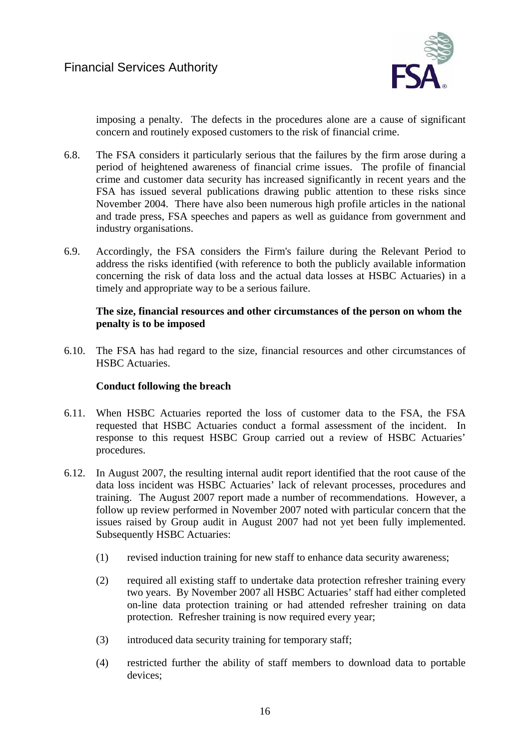imposing a penalty. The defects in the procedures alone are a cause of significant concern and routinely exposed customers to the risk of financial crime.

6.8. The FSA considers it particularly serious that the failures by the firm arose during a period of heightened awareness of financial crime issues. The profile of financial crime and customer data security has increased significantly in recent years and the FSA has issued several publications drawing public attention to these risks since November 2004. There have also been numerous high profile articles in the national and trade press, FSA speeches and papers as well as guidance from government and industry organisations.

6.9. Accordingly, the FSA considers the Firm's failure during the Relevant Period to address the risks identified (with reference to both the publicly available information concerning the risk of data loss and the actual data losses at HSBC Actuaries) in a timely and appropriate way to be a serious failure.

**The size, financial resources and other circumstances of the person on whom the penalty is to be imposed**

6.10. The FSA has had regard to the size, financial resources and other circumstances of HSBC Actuaries.

**Conduct following the breach**

6.11. When HSBC Actuaries reported the loss of customer data to the FSA, the FSA requested that HSBC Actuaries conduct a formal assessment of the incident. In response to this request HSBC Group carried out a review of HSBC Actuaries' procedures.

6.12. In August 2007, the resulting internal audit report identified that the root cause of the data loss incident was HSBC Actuaries' lack of relevant processes, procedures and training. The August 2007 report made a number of recommendations. However, a follow up review performed in November 2007 noted with particular concern that the issues raised by Group audit in August 2007 had not yet been fully implemented. Subsequently HSBC Actuaries:

(1) revised induction training for new staff to enhance data security awareness;

(2) required all existing staff to undertake data protection refresher training every two years. By November 2007 all HSBC Actuaries' staff had either completed on-line data protection training or had attended refresher training on data protection. Refresher training is now required every year;

(3) introduced data security training for temporary staff;

(4) restricted further the ability of staff members to download data to portable devices;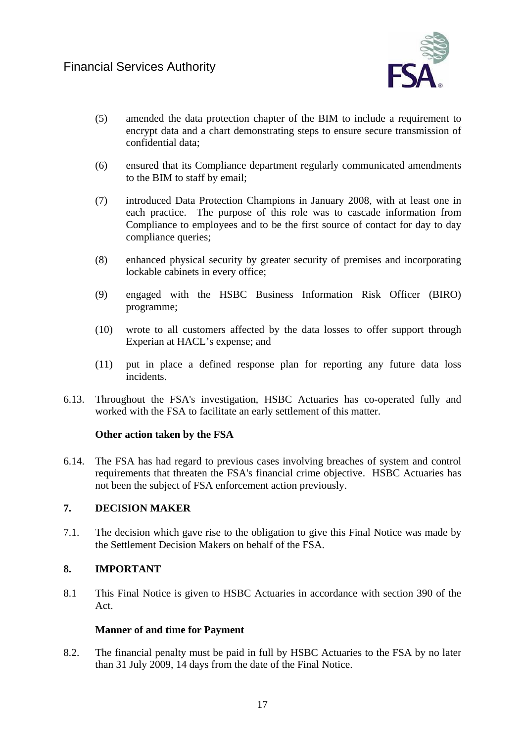(5) amended the data protection chapter of the BIM to include a requirement to encrypt data and a chart demonstrating steps to ensure secure transmission of confidential data;

(6) ensured that its Compliance department regularly communicated amendments to the BIM to staff by email;

(7) introduced Data Protection Champions in January 2008, with at least one in each practice. The purpose of this role was to cascade information from Compliance to employees and to be the first source of contact for day to day compliance queries;

(8) enhanced physical security by greater security of premises and incorporating lockable cabinets in every office;

(9) engaged with the HSBC Business Information Risk Officer (BIRO) programme;

(10) wrote to all customers affected by the data losses to offer support through Experian at HACL's expense; and

(11) put in place a defined response plan for reporting any future data loss incidents.

6.13. Throughout the FSA's investigation, HSBC Actuaries has co-operated fully and worked with the FSA to facilitate an early settlement of this matter.

**Other action taken by the FSA**

6.14. The FSA has had regard to previous cases involving breaches of system and control requirements that threaten the FSA's financial crime objective. HSBC Actuaries has not been the subject of FSA enforcement action previously.

## 7. DECISION MAKER

7.1. The decision which gave rise to the obligation to give this Final Notice was made by the Settlement Decision Makers on behalf of the FSA.

## 8. IMPORTANT

8.1 This Final Notice is given to HSBC Actuaries in accordance with section 390 of the Act.

**Manner of and time for Payment**

8.2. The financial penalty must be paid in full by HSBC Actuaries to the FSA by no later than 31 July 2009, 14 days from the date of the Final Notice.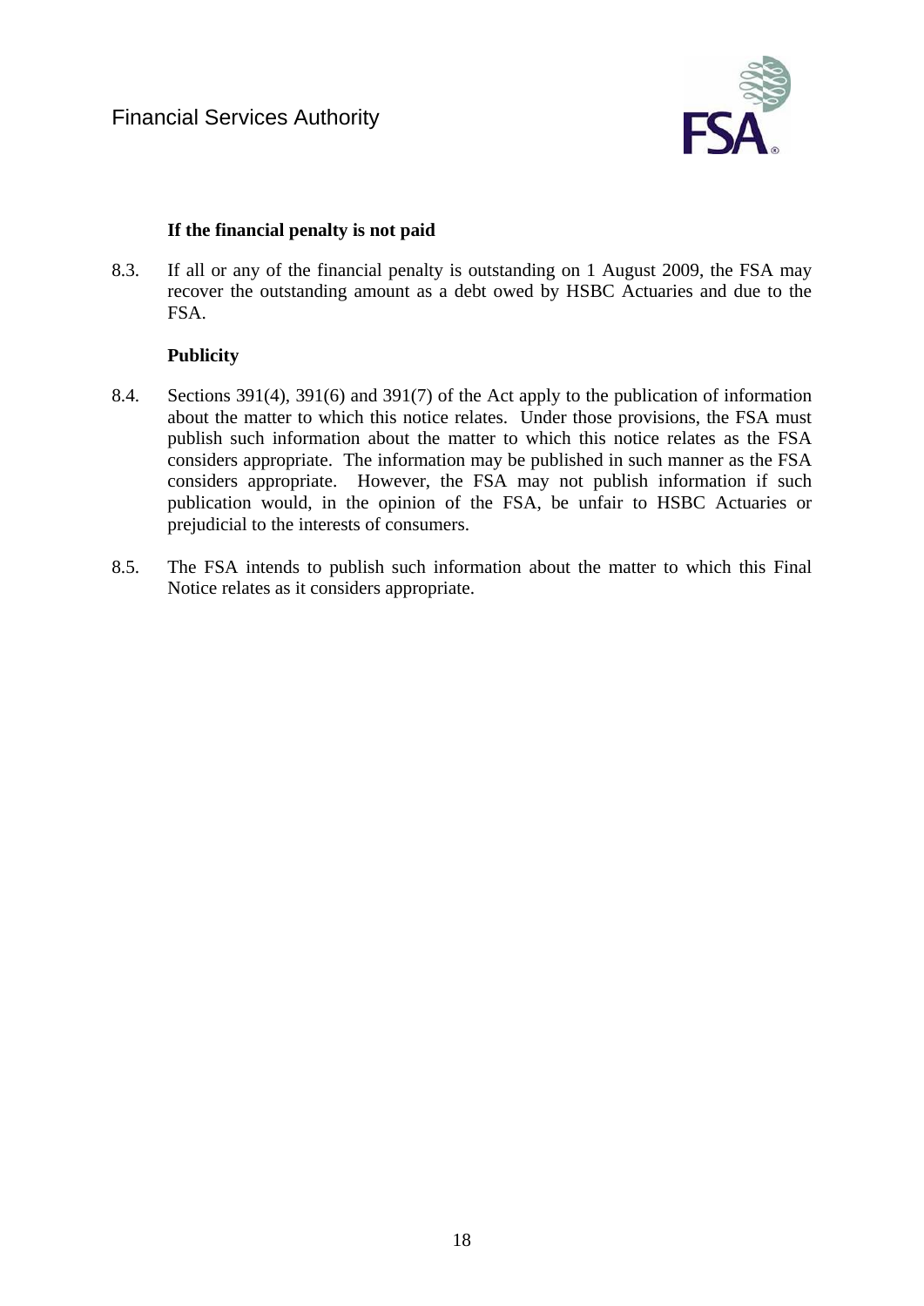**If the financial penalty is not paid**

8.3. If all or any of the financial penalty is outstanding on 1 August 2009, the FSA may recover the outstanding amount as a debt owed by HSBC Actuaries and due to the FSA.

**Publicity**

8.4. Sections 391(4), 391(6) and 391(7) of the Act apply to the publication of information about the matter to which this notice relates. Under those provisions, the FSA must publish such information about the matter to which this notice relates as the FSA considers appropriate. The information may be published in such manner as the FSA considers appropriate. However, the FSA may not publish information if such publication would, in the opinion of the FSA, be unfair to HSBC Actuaries or prejudicial to the interests of consumers.

8.5. The FSA intends to publish such information about the matter to which this Final Notice relates as it considers appropriate.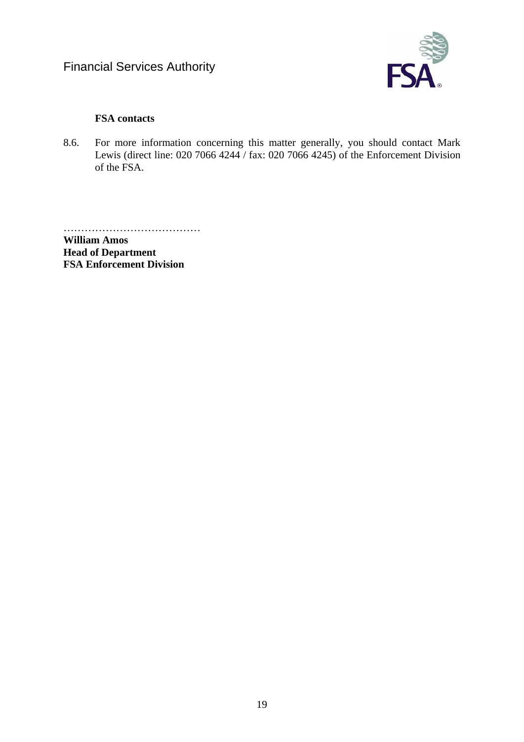**FSA contacts**

8.6. For more information concerning this matter generally, you should contact Mark Lewis (direct line: 020 7066 4244 / fax: 020 7066 4245) of the Enforcement Division of the FSA.

…………………………………

**William Amos**
**Head of Department**
**FSA Enforcement Division**